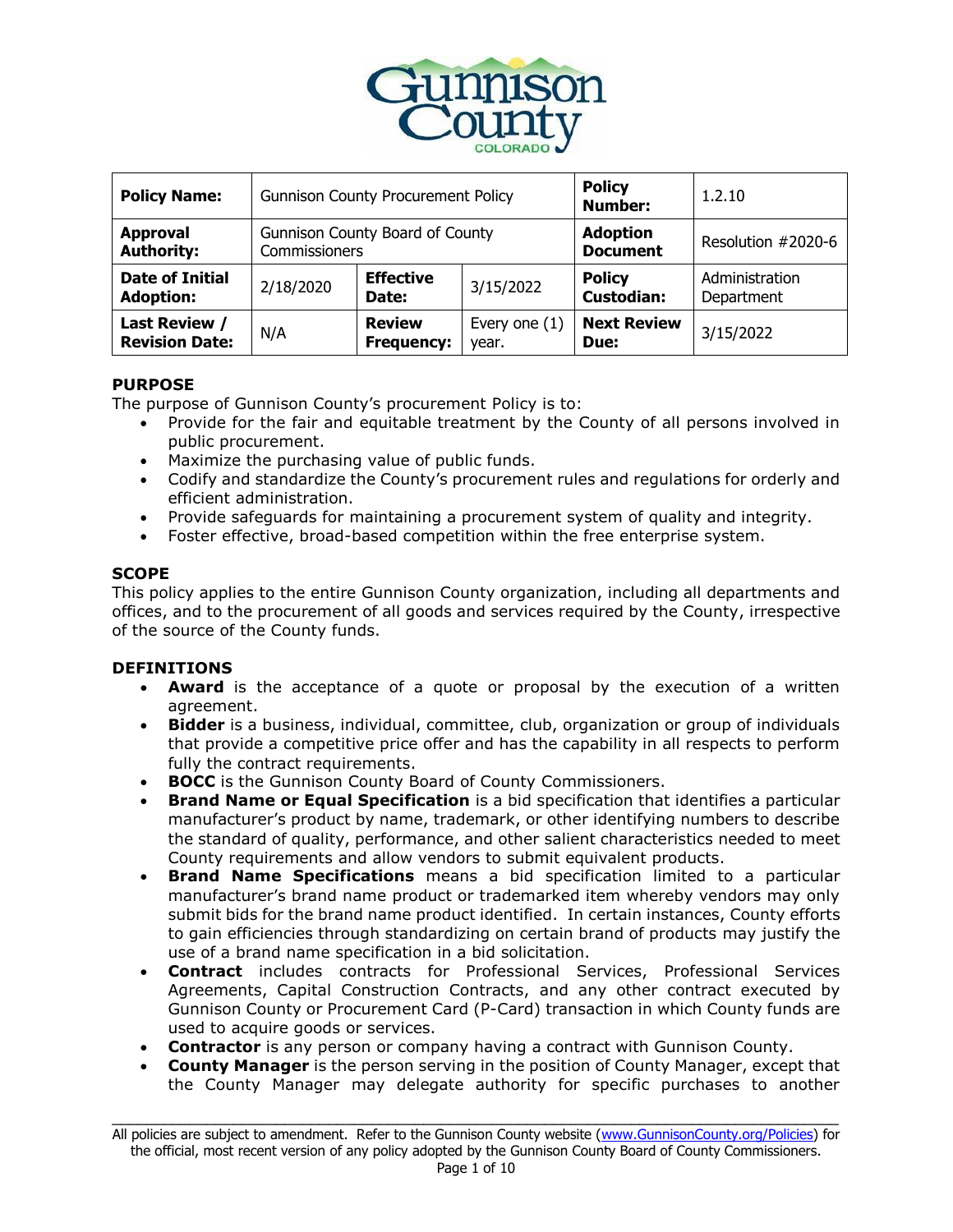| **Policy Name:** | Gunnison County Procurement Policy | | | **Policy Number:** | 1.2.10 |
|---|---|---|---|---|---|
| **Approval Authority:** | Gunnison County Board of County Commissioners | | | **Adoption Document** | Resolution #2020-6 |
| **Date of Initial Adoption:** | 2/18/2020 | **Effective Date:** | 3/15/2022 | **Policy Custodian:** | Administration Department |
| **Last Review / Revision Date:** | N/A | **Review Frequency:** | Every one (1) year. | **Next Review Due:** | 3/15/2022 |

## PURPOSE

The purpose of Gunnison County's procurement Policy is to:

- Provide for the fair and equitable treatment by the County of all persons involved in public procurement.
- Maximize the purchasing value of public funds.
- Codify and standardize the County's procurement rules and regulations for orderly and efficient administration.
- Provide safeguards for maintaining a procurement system of quality and integrity.
- Foster effective, broad-based competition within the free enterprise system.

## SCOPE

This policy applies to the entire Gunnison County organization, including all departments and offices, and to the procurement of all goods and services required by the County, irrespective of the source of the County funds.

## DEFINITIONS

- **Award** is the acceptance of a quote or proposal by the execution of a written agreement.
- **Bidder** is a business, individual, committee, club, organization or group of individuals that provide a competitive price offer and has the capability in all respects to perform fully the contract requirements.
- **BOCC** is the Gunnison County Board of County Commissioners.
- **Brand Name or Equal Specification** is a bid specification that identifies a particular manufacturer's product by name, trademark, or other identifying numbers to describe the standard of quality, performance, and other salient characteristics needed to meet County requirements and allow vendors to submit equivalent products.
- **Brand Name Specifications** means a bid specification limited to a particular manufacturer's brand name product or trademarked item whereby vendors may only submit bids for the brand name product identified. In certain instances, County efforts to gain efficiencies through standardizing on certain brand of products may justify the use of a brand name specification in a bid solicitation.
- **Contract** includes contracts for Professional Services, Professional Services Agreements, Capital Construction Contracts, and any other contract executed by Gunnison County or Procurement Card (P-Card) transaction in which County funds are used to acquire goods or services.
- **Contractor** is any person or company having a contract with Gunnison County.
- **County Manager** is the person serving in the position of County Manager, except that the County Manager may delegate authority for specific purchases to another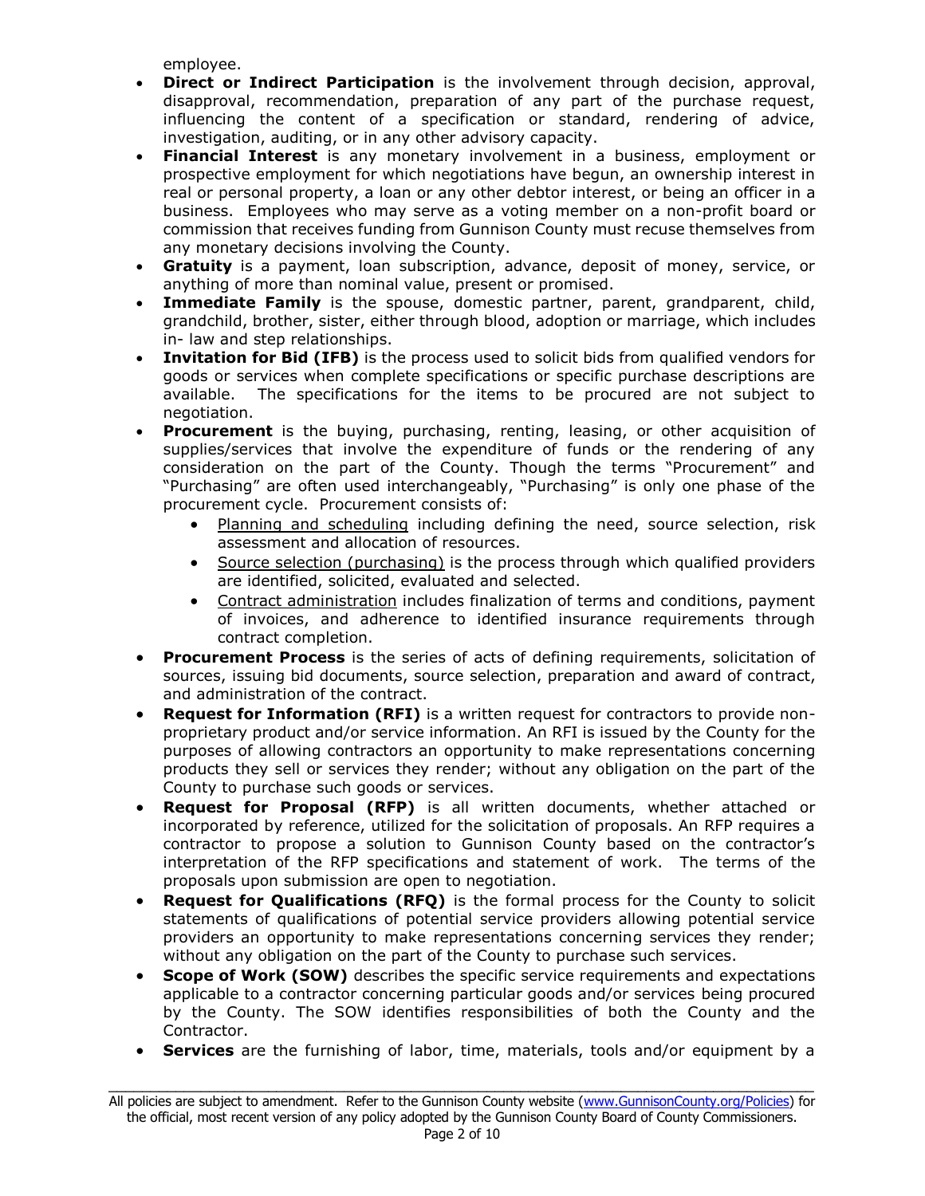employee.

- **Direct or Indirect Participation** is the involvement through decision, approval, disapproval, recommendation, preparation of any part of the purchase request, influencing the content of a specification or standard, rendering of advice, investigation, auditing, or in any other advisory capacity.
- **Financial Interest** is any monetary involvement in a business, employment or prospective employment for which negotiations have begun, an ownership interest in real or personal property, a loan or any other debtor interest, or being an officer in a business. Employees who may serve as a voting member on a non-profit board or commission that receives funding from Gunnison County must recuse themselves from any monetary decisions involving the County.
- **Gratuity** is a payment, loan subscription, advance, deposit of money, service, or anything of more than nominal value, present or promised.
- **Immediate Family** is the spouse, domestic partner, parent, grandparent, child, grandchild, brother, sister, either through blood, adoption or marriage, which includes in- law and step relationships.
- **Invitation for Bid (IFB)** is the process used to solicit bids from qualified vendors for goods or services when complete specifications or specific purchase descriptions are available. The specifications for the items to be procured are not subject to negotiation.
- **Procurement** is the buying, purchasing, renting, leasing, or other acquisition of supplies/services that involve the expenditure of funds or the rendering of any consideration on the part of the County. Though the terms "Procurement" and "Purchasing" are often used interchangeably, "Purchasing" is only one phase of the procurement cycle. Procurement consists of:
  - Planning and scheduling including defining the need, source selection, risk assessment and allocation of resources.
  - Source selection (purchasing) is the process through which qualified providers are identified, solicited, evaluated and selected.
  - Contract administration includes finalization of terms and conditions, payment of invoices, and adherence to identified insurance requirements through contract completion.
- **Procurement Process** is the series of acts of defining requirements, solicitation of sources, issuing bid documents, source selection, preparation and award of contract, and administration of the contract.
- **Request for Information (RFI)** is a written request for contractors to provide non-proprietary product and/or service information. An RFI is issued by the County for the purposes of allowing contractors an opportunity to make representations concerning products they sell or services they render; without any obligation on the part of the County to purchase such goods or services.
- **Request for Proposal (RFP)** is all written documents, whether attached or incorporated by reference, utilized for the solicitation of proposals. An RFP requires a contractor to propose a solution to Gunnison County based on the contractor's interpretation of the RFP specifications and statement of work. The terms of the proposals upon submission are open to negotiation.
- **Request for Qualifications (RFQ)** is the formal process for the County to solicit statements of qualifications of potential service providers allowing potential service providers an opportunity to make representations concerning services they render; without any obligation on the part of the County to purchase such services.
- **Scope of Work (SOW)** describes the specific service requirements and expectations applicable to a contractor concerning particular goods and/or services being procured by the County. The SOW identifies responsibilities of both the County and the Contractor.
- **Services** are the furnishing of labor, time, materials, tools and/or equipment by a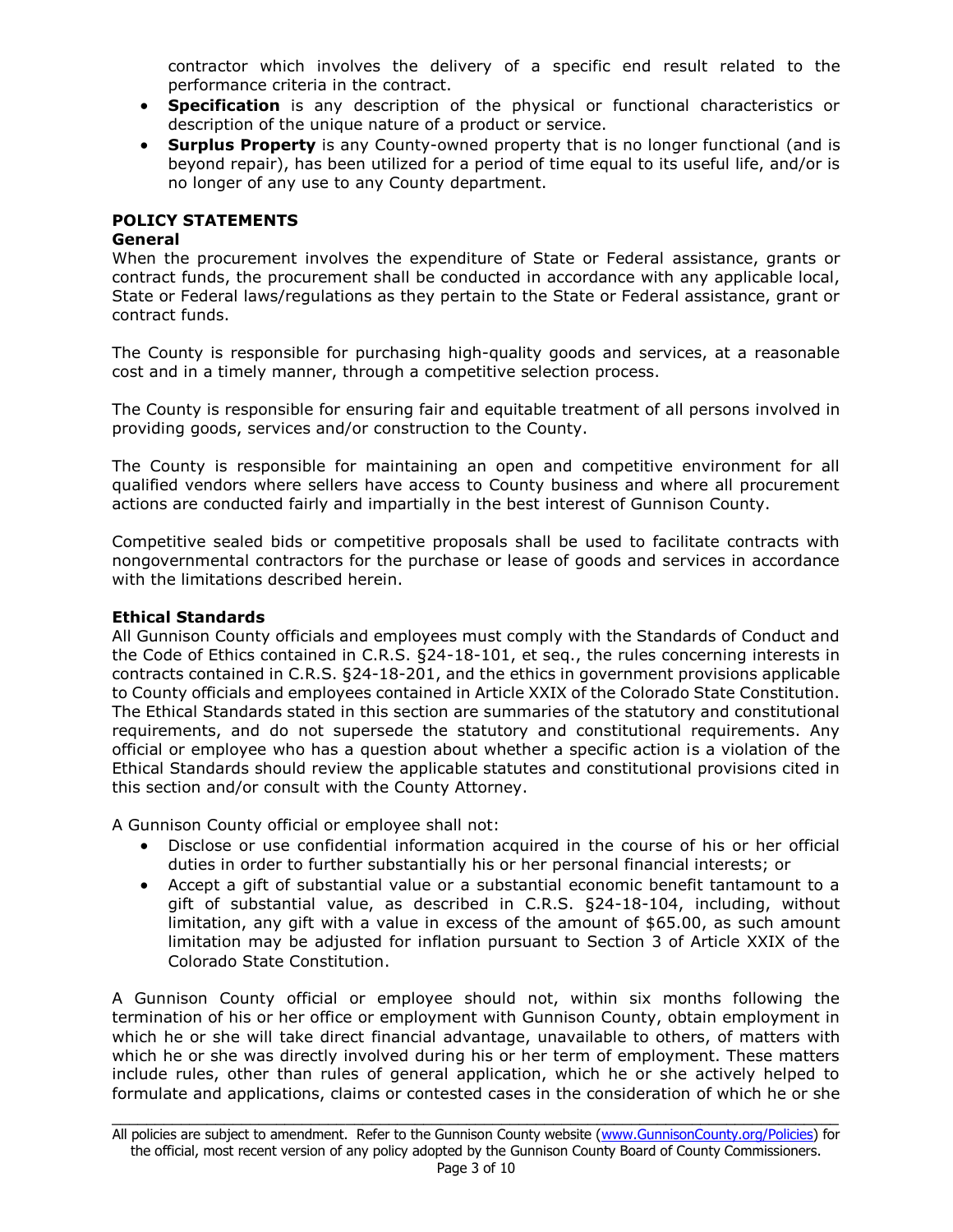contractor which involves the delivery of a specific end result related to the performance criteria in the contract.

- **Specification** is any description of the physical or functional characteristics or description of the unique nature of a product or service.
- **Surplus Property** is any County-owned property that is no longer functional (and is beyond repair), has been utilized for a period of time equal to its useful life, and/or is no longer of any use to any County department.

## POLICY STATEMENTS

### General

When the procurement involves the expenditure of State or Federal assistance, grants or contract funds, the procurement shall be conducted in accordance with any applicable local, State or Federal laws/regulations as they pertain to the State or Federal assistance, grant or contract funds.

The County is responsible for purchasing high-quality goods and services, at a reasonable cost and in a timely manner, through a competitive selection process.

The County is responsible for ensuring fair and equitable treatment of all persons involved in providing goods, services and/or construction to the County.

The County is responsible for maintaining an open and competitive environment for all qualified vendors where sellers have access to County business and where all procurement actions are conducted fairly and impartially in the best interest of Gunnison County.

Competitive sealed bids or competitive proposals shall be used to facilitate contracts with nongovernmental contractors for the purchase or lease of goods and services in accordance with the limitations described herein.

### Ethical Standards

All Gunnison County officials and employees must comply with the Standards of Conduct and the Code of Ethics contained in C.R.S. §24-18-101, et seq., the rules concerning interests in contracts contained in C.R.S. §24-18-201, and the ethics in government provisions applicable to County officials and employees contained in Article XXIX of the Colorado State Constitution. The Ethical Standards stated in this section are summaries of the statutory and constitutional requirements, and do not supersede the statutory and constitutional requirements. Any official or employee who has a question about whether a specific action is a violation of the Ethical Standards should review the applicable statutes and constitutional provisions cited in this section and/or consult with the County Attorney.

A Gunnison County official or employee shall not:

- Disclose or use confidential information acquired in the course of his or her official duties in order to further substantially his or her personal financial interests; or
- Accept a gift of substantial value or a substantial economic benefit tantamount to a gift of substantial value, as described in C.R.S. §24-18-104, including, without limitation, any gift with a value in excess of the amount of $65.00, as such amount limitation may be adjusted for inflation pursuant to Section 3 of Article XXIX of the Colorado State Constitution.

A Gunnison County official or employee should not, within six months following the termination of his or her office or employment with Gunnison County, obtain employment in which he or she will take direct financial advantage, unavailable to others, of matters with which he or she was directly involved during his or her term of employment. These matters include rules, other than rules of general application, which he or she actively helped to formulate and applications, claims or contested cases in the consideration of which he or she

All policies are subject to amendment. Refer to the Gunnison County website (www.GunnisonCounty.org/Policies) for the official, most recent version of any policy adopted by the Gunnison County Board of County Commissioners.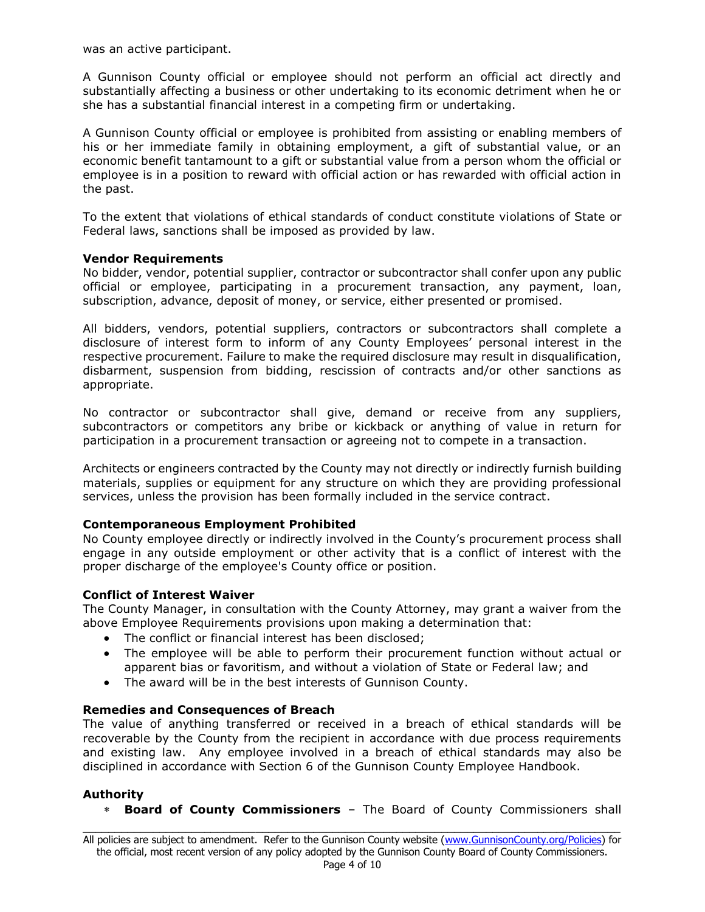was an active participant.

A Gunnison County official or employee should not perform an official act directly and substantially affecting a business or other undertaking to its economic detriment when he or she has a substantial financial interest in a competing firm or undertaking.

A Gunnison County official or employee is prohibited from assisting or enabling members of his or her immediate family in obtaining employment, a gift of substantial value, or an economic benefit tantamount to a gift or substantial value from a person whom the official or employee is in a position to reward with official action or has rewarded with official action in the past.

To the extent that violations of ethical standards of conduct constitute violations of State or Federal laws, sanctions shall be imposed as provided by law.

**Vendor Requirements**

No bidder, vendor, potential supplier, contractor or subcontractor shall confer upon any public official or employee, participating in a procurement transaction, any payment, loan, subscription, advance, deposit of money, or service, either presented or promised.

All bidders, vendors, potential suppliers, contractors or subcontractors shall complete a disclosure of interest form to inform of any County Employees' personal interest in the respective procurement. Failure to make the required disclosure may result in disqualification, disbarment, suspension from bidding, rescission of contracts and/or other sanctions as appropriate.

No contractor or subcontractor shall give, demand or receive from any suppliers, subcontractors or competitors any bribe or kickback or anything of value in return for participation in a procurement transaction or agreeing not to compete in a transaction.

Architects or engineers contracted by the County may not directly or indirectly furnish building materials, supplies or equipment for any structure on which they are providing professional services, unless the provision has been formally included in the service contract.

**Contemporaneous Employment Prohibited**

No County employee directly or indirectly involved in the County's procurement process shall engage in any outside employment or other activity that is a conflict of interest with the proper discharge of the employee's County office or position.

**Conflict of Interest Waiver**

The County Manager, in consultation with the County Attorney, may grant a waiver from the above Employee Requirements provisions upon making a determination that:

- The conflict or financial interest has been disclosed;
- The employee will be able to perform their procurement function without actual or apparent bias or favoritism, and without a violation of State or Federal law; and
- The award will be in the best interests of Gunnison County.

**Remedies and Consequences of Breach**

The value of anything transferred or received in a breach of ethical standards will be recoverable by the County from the recipient in accordance with due process requirements and existing law. Any employee involved in a breach of ethical standards may also be disciplined in accordance with Section 6 of the Gunnison County Employee Handbook.

**Authority**

- **Board of County Commissioners** – The Board of County Commissioners shall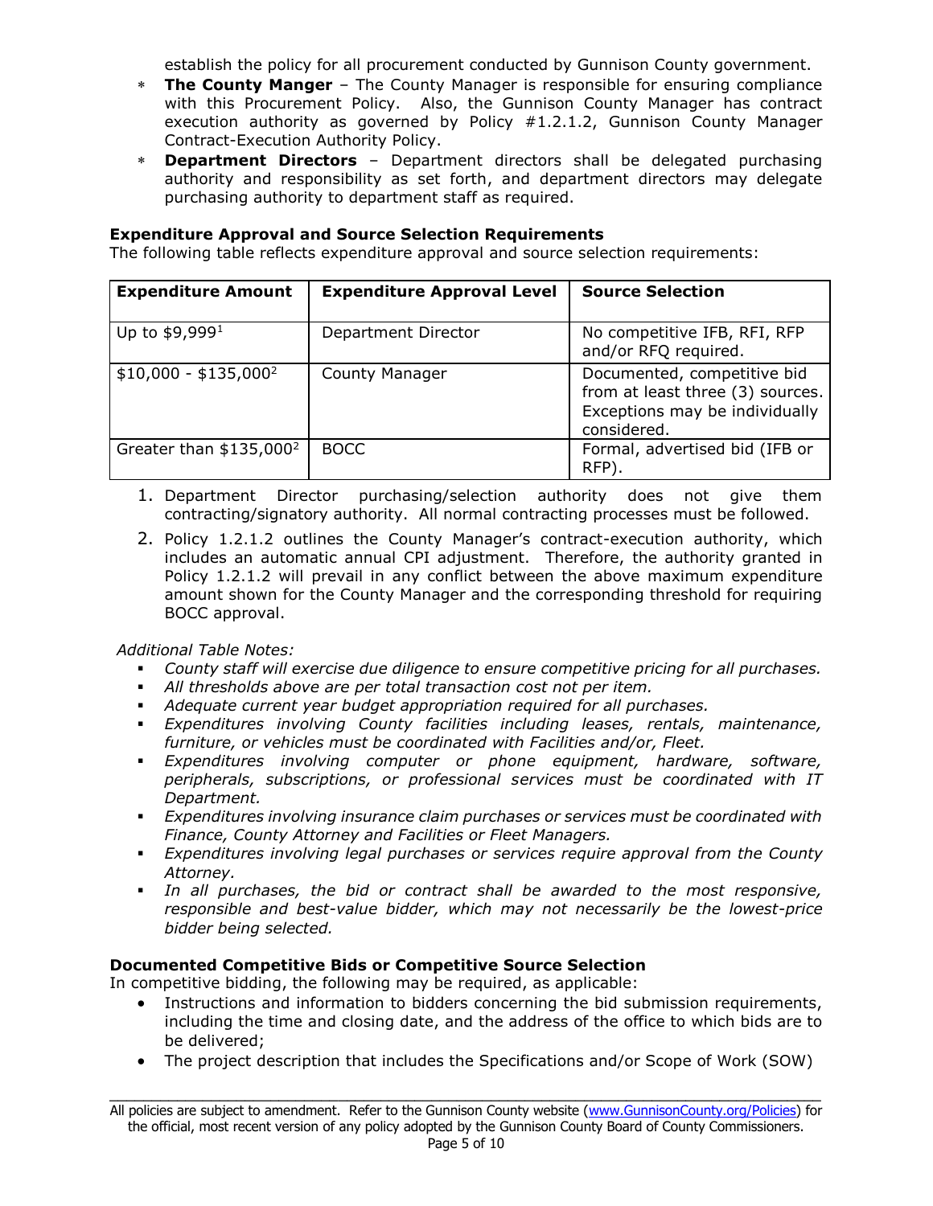establish the policy for all procurement conducted by Gunnison County government.

* **The County Manger** – The County Manager is responsible for ensuring compliance with this Procurement Policy. Also, the Gunnison County Manager has contract execution authority as governed by Policy #1.2.1.2, Gunnison County Manager Contract-Execution Authority Policy.
* **Department Directors** – Department directors shall be delegated purchasing authority and responsibility as set forth, and department directors may delegate purchasing authority to department staff as required.

**Expenditure Approval and Source Selection Requirements**

The following table reflects expenditure approval and source selection requirements:

| Expenditure Amount | Expenditure Approval Level | Source Selection |
|---|---|---|
| Up to $9,999[1] | Department Director | No competitive IFB, RFI, RFP and/or RFQ required. |
| $10,000 - $135,000[2] | County Manager | Documented, competitive bid from at least three (3) sources. Exceptions may be individually considered. |
| Greater than $135,000[2] | BOCC | Formal, advertised bid (IFB or RFP). |

1. Department Director purchasing/selection authority does not give them contracting/signatory authority. All normal contracting processes must be followed.
2. Policy 1.2.1.2 outlines the County Manager's contract-execution authority, which includes an automatic annual CPI adjustment. Therefore, the authority granted in Policy 1.2.1.2 will prevail in any conflict between the above maximum expenditure amount shown for the County Manager and the corresponding threshold for requiring BOCC approval.

*Additional Table Notes:*

- *County staff will exercise due diligence to ensure competitive pricing for all purchases.*
- *All thresholds above are per total transaction cost not per item.*
- *Adequate current year budget appropriation required for all purchases.*
- *Expenditures involving County facilities including leases, rentals, maintenance, furniture, or vehicles must be coordinated with Facilities and/or, Fleet.*
- *Expenditures involving computer or phone equipment, hardware, software, peripherals, subscriptions, or professional services must be coordinated with IT Department.*
- *Expenditures involving insurance claim purchases or services must be coordinated with Finance, County Attorney and Facilities or Fleet Managers.*
- *Expenditures involving legal purchases or services require approval from the County Attorney.*
- *In all purchases, the bid or contract shall be awarded to the most responsive, responsible and best-value bidder, which may not necessarily be the lowest-price bidder being selected.*

**Documented Competitive Bids or Competitive Source Selection**

In competitive bidding, the following may be required, as applicable:

- Instructions and information to bidders concerning the bid submission requirements, including the time and closing date, and the address of the office to which bids are to be delivered;
- The project description that includes the Specifications and/or Scope of Work (SOW)

All policies are subject to amendment. Refer to the Gunnison County website (www.GunnisonCounty.org/Policies) for the official, most recent version of any policy adopted by the Gunnison County Board of County Commissioners.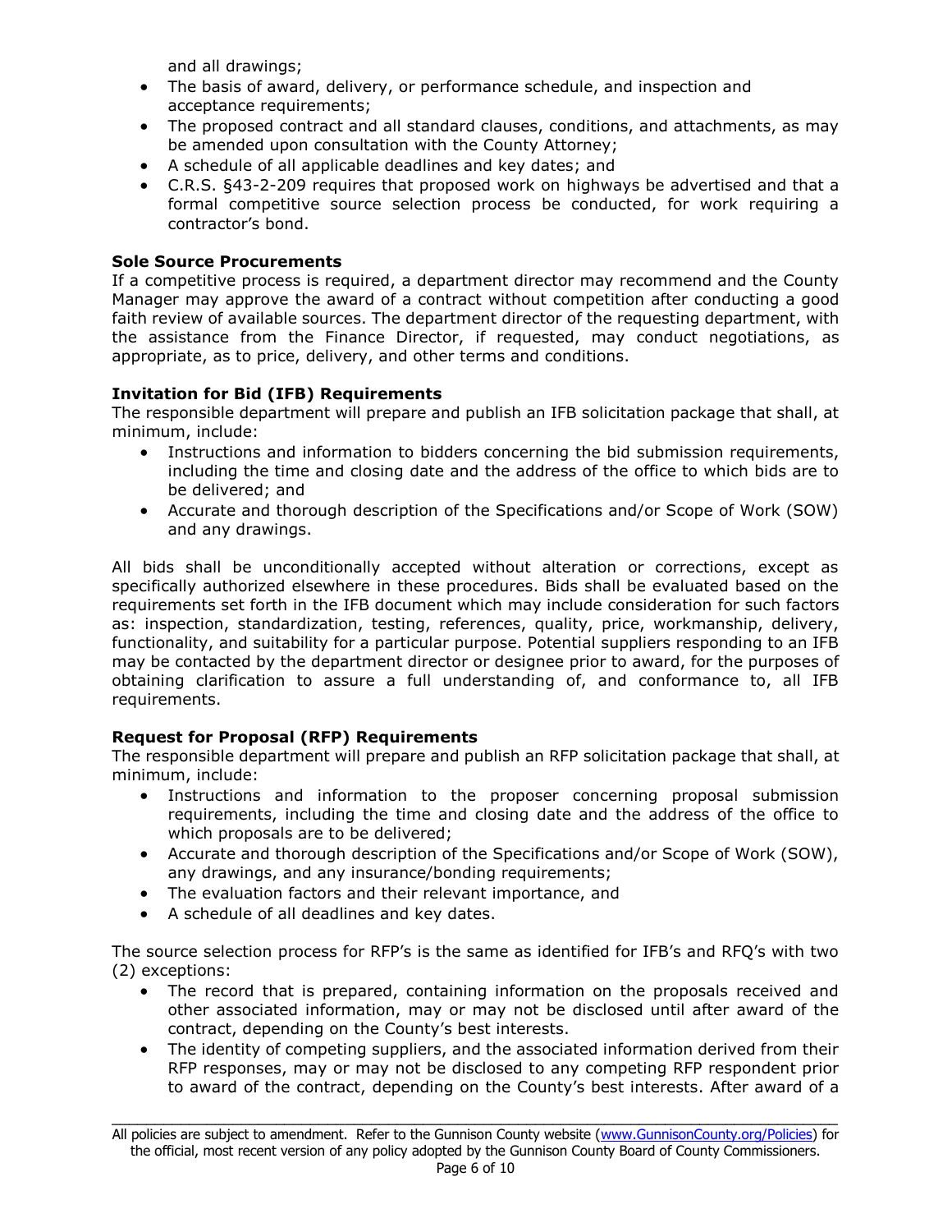and all drawings;

- The basis of award, delivery, or performance schedule, and inspection and acceptance requirements;
- The proposed contract and all standard clauses, conditions, and attachments, as may be amended upon consultation with the County Attorney;
- A schedule of all applicable deadlines and key dates; and
- C.R.S. §43-2-209 requires that proposed work on highways be advertised and that a formal competitive source selection process be conducted, for work requiring a contractor's bond.

**Sole Source Procurements**

If a competitive process is required, a department director may recommend and the County Manager may approve the award of a contract without competition after conducting a good faith review of available sources. The department director of the requesting department, with the assistance from the Finance Director, if requested, may conduct negotiations, as appropriate, as to price, delivery, and other terms and conditions.

**Invitation for Bid (IFB) Requirements**

The responsible department will prepare and publish an IFB solicitation package that shall, at minimum, include:

- Instructions and information to bidders concerning the bid submission requirements, including the time and closing date and the address of the office to which bids are to be delivered; and
- Accurate and thorough description of the Specifications and/or Scope of Work (SOW) and any drawings.

All bids shall be unconditionally accepted without alteration or corrections, except as specifically authorized elsewhere in these procedures. Bids shall be evaluated based on the requirements set forth in the IFB document which may include consideration for such factors as: inspection, standardization, testing, references, quality, price, workmanship, delivery, functionality, and suitability for a particular purpose. Potential suppliers responding to an IFB may be contacted by the department director or designee prior to award, for the purposes of obtaining clarification to assure a full understanding of, and conformance to, all IFB requirements.

**Request for Proposal (RFP) Requirements**

The responsible department will prepare and publish an RFP solicitation package that shall, at minimum, include:

- Instructions and information to the proposer concerning proposal submission requirements, including the time and closing date and the address of the office to which proposals are to be delivered;
- Accurate and thorough description of the Specifications and/or Scope of Work (SOW), any drawings, and any insurance/bonding requirements;
- The evaluation factors and their relevant importance, and
- A schedule of all deadlines and key dates.

The source selection process for RFP's is the same as identified for IFB's and RFQ's with two (2) exceptions:

- The record that is prepared, containing information on the proposals received and other associated information, may or may not be disclosed until after award of the contract, depending on the County's best interests.
- The identity of competing suppliers, and the associated information derived from their RFP responses, may or may not be disclosed to any competing RFP respondent prior to award of the contract, depending on the County's best interests. After award of a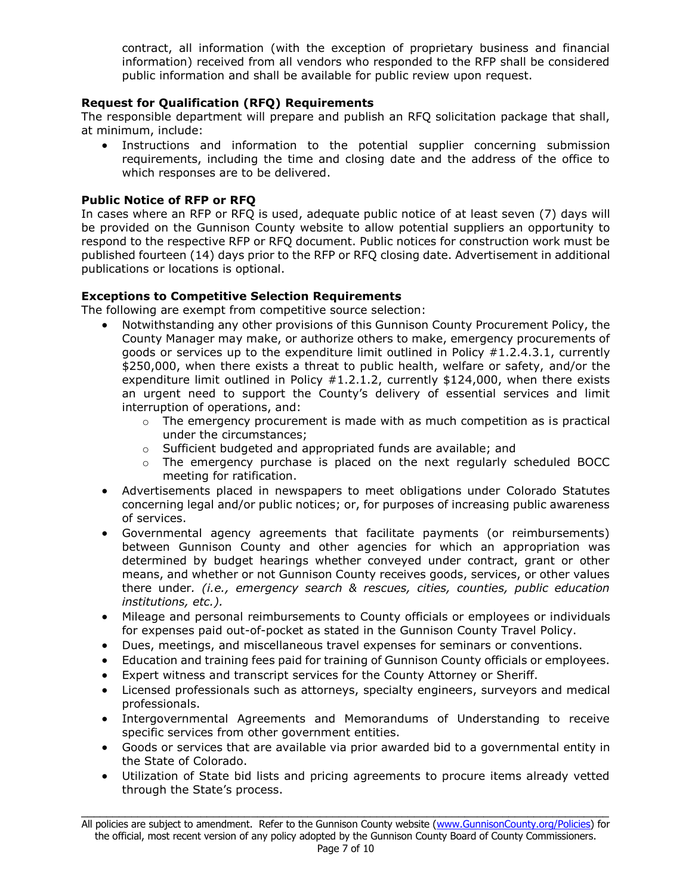contract, all information (with the exception of proprietary business and financial information) received from all vendors who responded to the RFP shall be considered public information and shall be available for public review upon request.

**Request for Qualification (RFQ) Requirements**

The responsible department will prepare and publish an RFQ solicitation package that shall, at minimum, include:

- Instructions and information to the potential supplier concerning submission requirements, including the time and closing date and the address of the office to which responses are to be delivered.

**Public Notice of RFP or RFQ**

In cases where an RFP or RFQ is used, adequate public notice of at least seven (7) days will be provided on the Gunnison County website to allow potential suppliers an opportunity to respond to the respective RFP or RFQ document. Public notices for construction work must be published fourteen (14) days prior to the RFP or RFQ closing date. Advertisement in additional publications or locations is optional.

**Exceptions to Competitive Selection Requirements**

The following are exempt from competitive source selection:

- Notwithstanding any other provisions of this Gunnison County Procurement Policy, the County Manager may make, or authorize others to make, emergency procurements of goods or services up to the expenditure limit outlined in Policy #1.2.4.3.1, currently $250,000, when there exists a threat to public health, welfare or safety, and/or the expenditure limit outlined in Policy #1.2.1.2, currently $124,000, when there exists an urgent need to support the County's delivery of essential services and limit interruption of operations, and:
  - The emergency procurement is made with as much competition as is practical under the circumstances;
  - Sufficient budgeted and appropriated funds are available; and
  - The emergency purchase is placed on the next regularly scheduled BOCC meeting for ratification.
- Advertisements placed in newspapers to meet obligations under Colorado Statutes concerning legal and/or public notices; or, for purposes of increasing public awareness of services.
- Governmental agency agreements that facilitate payments (or reimbursements) between Gunnison County and other agencies for which an appropriation was determined by budget hearings whether conveyed under contract, grant or other means, and whether or not Gunnison County receives goods, services, or other values there under*. (i.e., emergency search & rescues, cities, counties, public education institutions, etc.).*
- Mileage and personal reimbursements to County officials or employees or individuals for expenses paid out-of-pocket as stated in the Gunnison County Travel Policy.
- Dues, meetings, and miscellaneous travel expenses for seminars or conventions.
- Education and training fees paid for training of Gunnison County officials or employees.
- Expert witness and transcript services for the County Attorney or Sheriff.
- Licensed professionals such as attorneys, specialty engineers, surveyors and medical professionals.
- Intergovernmental Agreements and Memorandums of Understanding to receive specific services from other government entities.
- Goods or services that are available via prior awarded bid to a governmental entity in the State of Colorado.
- Utilization of State bid lists and pricing agreements to procure items already vetted through the State's process.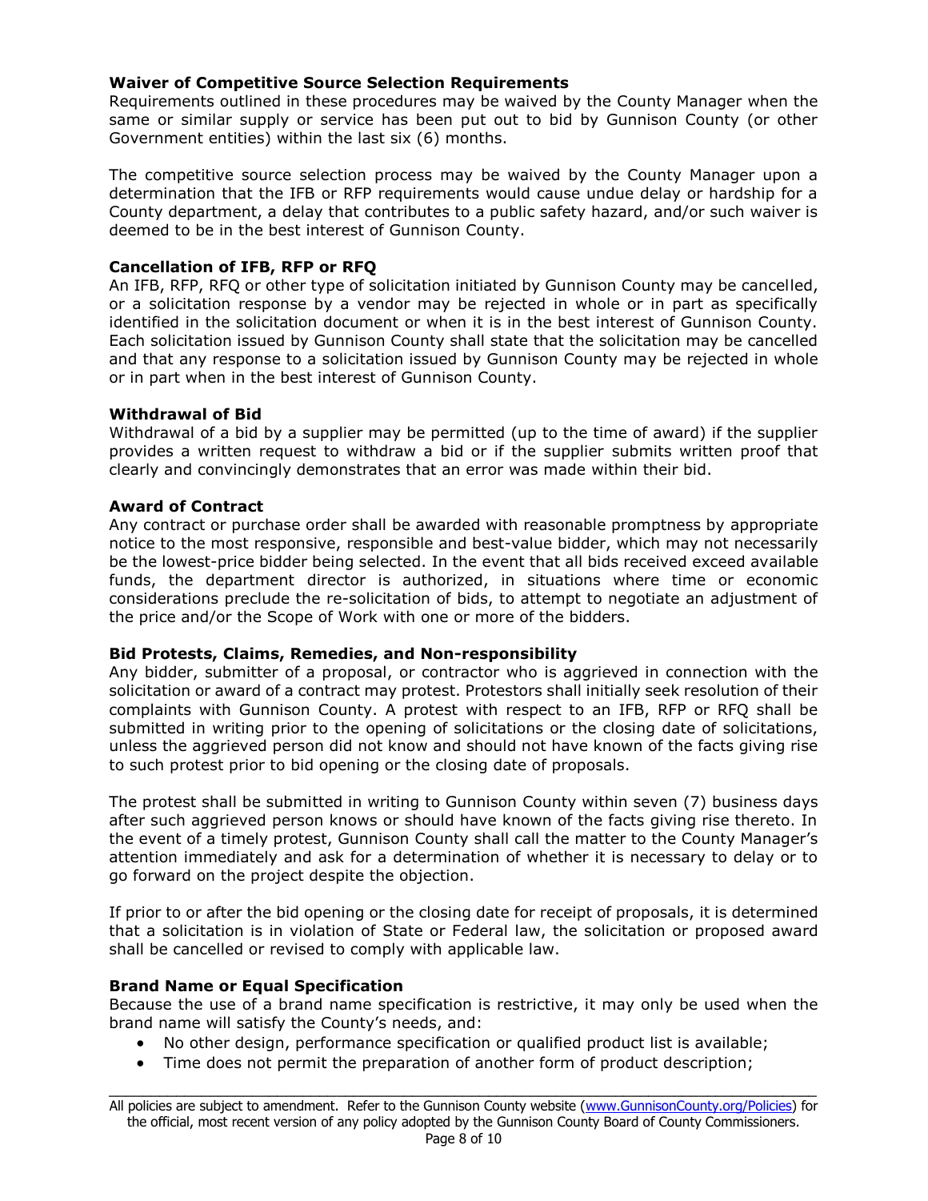### Waiver of Competitive Source Selection Requirements

Requirements outlined in these procedures may be waived by the County Manager when the same or similar supply or service has been put out to bid by Gunnison County (or other Government entities) within the last six (6) months.

The competitive source selection process may be waived by the County Manager upon a determination that the IFB or RFP requirements would cause undue delay or hardship for a County department, a delay that contributes to a public safety hazard, and/or such waiver is deemed to be in the best interest of Gunnison County.

### Cancellation of IFB, RFP or RFQ

An IFB, RFP, RFQ or other type of solicitation initiated by Gunnison County may be cancelled, or a solicitation response by a vendor may be rejected in whole or in part as specifically identified in the solicitation document or when it is in the best interest of Gunnison County. Each solicitation issued by Gunnison County shall state that the solicitation may be cancelled and that any response to a solicitation issued by Gunnison County may be rejected in whole or in part when in the best interest of Gunnison County.

### Withdrawal of Bid

Withdrawal of a bid by a supplier may be permitted (up to the time of award) if the supplier provides a written request to withdraw a bid or if the supplier submits written proof that clearly and convincingly demonstrates that an error was made within their bid.

### Award of Contract

Any contract or purchase order shall be awarded with reasonable promptness by appropriate notice to the most responsive, responsible and best-value bidder, which may not necessarily be the lowest-price bidder being selected. In the event that all bids received exceed available funds, the department director is authorized, in situations where time or economic considerations preclude the re-solicitation of bids, to attempt to negotiate an adjustment of the price and/or the Scope of Work with one or more of the bidders.

### Bid Protests, Claims, Remedies, and Non-responsibility

Any bidder, submitter of a proposal, or contractor who is aggrieved in connection with the solicitation or award of a contract may protest. Protestors shall initially seek resolution of their complaints with Gunnison County. A protest with respect to an IFB, RFP or RFQ shall be submitted in writing prior to the opening of solicitations or the closing date of solicitations, unless the aggrieved person did not know and should not have known of the facts giving rise to such protest prior to bid opening or the closing date of proposals.

The protest shall be submitted in writing to Gunnison County within seven (7) business days after such aggrieved person knows or should have known of the facts giving rise thereto. In the event of a timely protest, Gunnison County shall call the matter to the County Manager's attention immediately and ask for a determination of whether it is necessary to delay or to go forward on the project despite the objection.

If prior to or after the bid opening or the closing date for receipt of proposals, it is determined that a solicitation is in violation of State or Federal law, the solicitation or proposed award shall be cancelled or revised to comply with applicable law.

### Brand Name or Equal Specification

Because the use of a brand name specification is restrictive, it may only be used when the brand name will satisfy the County's needs, and:

- No other design, performance specification or qualified product list is available;
- Time does not permit the preparation of another form of product description;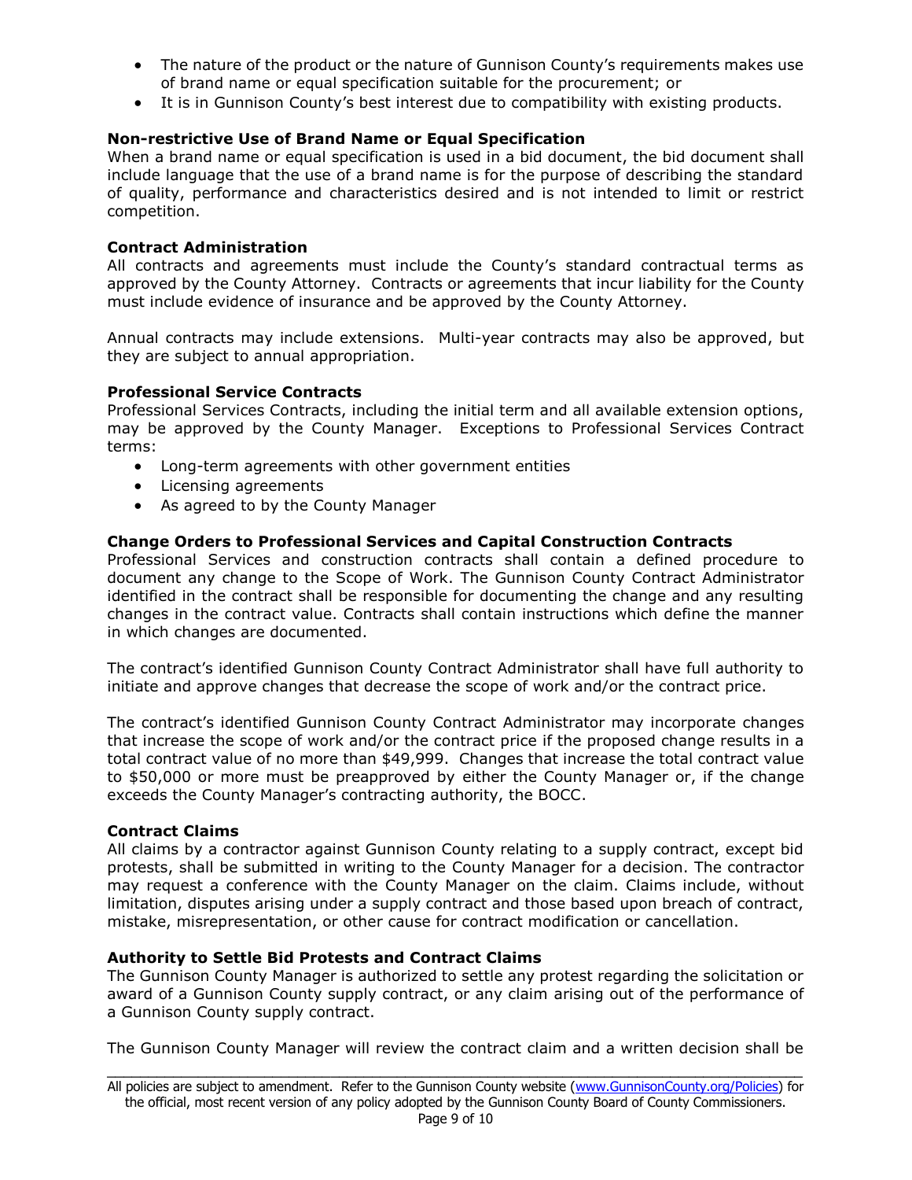- The nature of the product or the nature of Gunnison County's requirements makes use of brand name or equal specification suitable for the procurement; or
- It is in Gunnison County's best interest due to compatibility with existing products.

**Non-restrictive Use of Brand Name or Equal Specification**
When a brand name or equal specification is used in a bid document, the bid document shall include language that the use of a brand name is for the purpose of describing the standard of quality, performance and characteristics desired and is not intended to limit or restrict competition.

**Contract Administration**
All contracts and agreements must include the County's standard contractual terms as approved by the County Attorney. Contracts or agreements that incur liability for the County must include evidence of insurance and be approved by the County Attorney.

Annual contracts may include extensions. Multi-year contracts may also be approved, but they are subject to annual appropriation.

**Professional Service Contracts**
Professional Services Contracts, including the initial term and all available extension options, may be approved by the County Manager. Exceptions to Professional Services Contract terms:

- Long-term agreements with other government entities
- Licensing agreements
- As agreed to by the County Manager

**Change Orders to Professional Services and Capital Construction Contracts**
Professional Services and construction contracts shall contain a defined procedure to document any change to the Scope of Work. The Gunnison County Contract Administrator identified in the contract shall be responsible for documenting the change and any resulting changes in the contract value. Contracts shall contain instructions which define the manner in which changes are documented.

The contract's identified Gunnison County Contract Administrator shall have full authority to initiate and approve changes that decrease the scope of work and/or the contract price.

The contract's identified Gunnison County Contract Administrator may incorporate changes that increase the scope of work and/or the contract price if the proposed change results in a total contract value of no more than $49,999. Changes that increase the total contract value to $50,000 or more must be preapproved by either the County Manager or, if the change exceeds the County Manager's contracting authority, the BOCC.

**Contract Claims**
All claims by a contractor against Gunnison County relating to a supply contract, except bid protests, shall be submitted in writing to the County Manager for a decision. The contractor may request a conference with the County Manager on the claim. Claims include, without limitation, disputes arising under a supply contract and those based upon breach of contract, mistake, misrepresentation, or other cause for contract modification or cancellation.

**Authority to Settle Bid Protests and Contract Claims**
The Gunnison County Manager is authorized to settle any protest regarding the solicitation or award of a Gunnison County supply contract, or any claim arising out of the performance of a Gunnison County supply contract.

The Gunnison County Manager will review the contract claim and a written decision shall be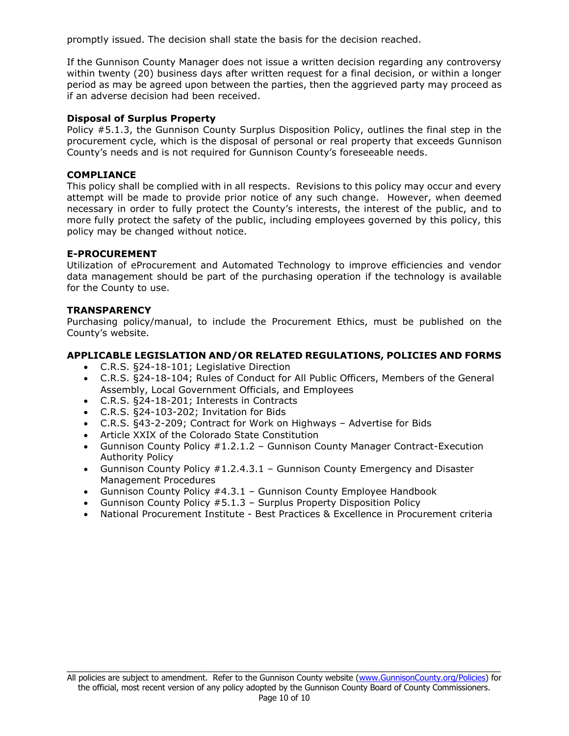promptly issued. The decision shall state the basis for the decision reached.

If the Gunnison County Manager does not issue a written decision regarding any controversy within twenty (20) business days after written request for a final decision, or within a longer period as may be agreed upon between the parties, then the aggrieved party may proceed as if an adverse decision had been received.

**Disposal of Surplus Property**

Policy #5.1.3, the Gunnison County Surplus Disposition Policy, outlines the final step in the procurement cycle, which is the disposal of personal or real property that exceeds Gunnison County's needs and is not required for Gunnison County's foreseeable needs.

## COMPLIANCE

This policy shall be complied with in all respects. Revisions to this policy may occur and every attempt will be made to provide prior notice of any such change. However, when deemed necessary in order to fully protect the County's interests, the interest of the public, and to more fully protect the safety of the public, including employees governed by this policy, this policy may be changed without notice.

## E-PROCUREMENT

Utilization of eProcurement and Automated Technology to improve efficiencies and vendor data management should be part of the purchasing operation if the technology is available for the County to use.

## TRANSPARENCY

Purchasing policy/manual, to include the Procurement Ethics, must be published on the County's website.

## APPLICABLE LEGISLATION AND/OR RELATED REGULATIONS, POLICIES AND FORMS

- C.R.S. §24-18-101; Legislative Direction
- C.R.S. §24-18-104; Rules of Conduct for All Public Officers, Members of the General Assembly, Local Government Officials, and Employees
- C.R.S. §24-18-201; Interests in Contracts
- C.R.S. §24-103-202; Invitation for Bids
- C.R.S. §43-2-209; Contract for Work on Highways – Advertise for Bids
- Article XXIX of the Colorado State Constitution
- Gunnison County Policy #1.2.1.2 – Gunnison County Manager Contract-Execution Authority Policy
- Gunnison County Policy #1.2.4.3.1 – Gunnison County Emergency and Disaster Management Procedures
- Gunnison County Policy #4.3.1 – Gunnison County Employee Handbook
- Gunnison County Policy #5.1.3 – Surplus Property Disposition Policy
- National Procurement Institute - Best Practices & Excellence in Procurement criteria